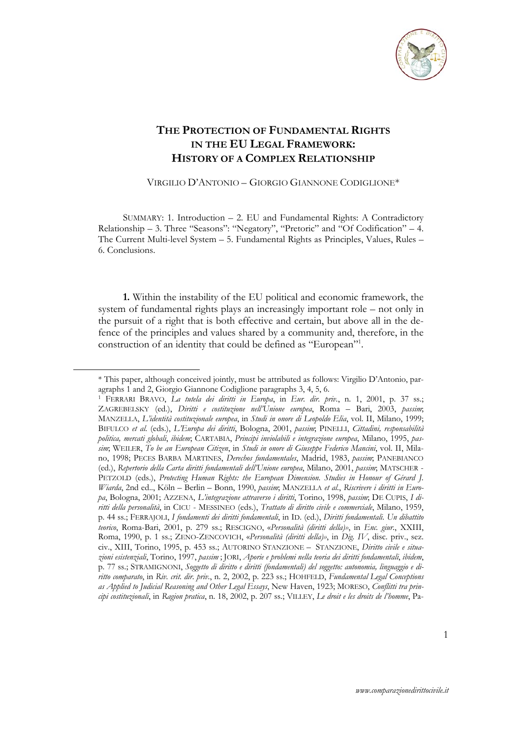# THE PROTECTION OF FUNDAMENTAL RIGHTS IN THE EU LEGAL FRAMEWORK: HISTORY OF A COMPLEX RELATIONSHIP

VIRGILIO D'ANTONIO – GIORGIO GIANNONE CODIGLIONE*

SUMMARY: 1. Introduction – 2. EU and Fundamental Rights: A Contradictory Relationship – 3. Three "Seasons": "Negatory", "Pretoric" and "Of Codification" – 4. The Current Multi-level System – 5. Fundamental Rights as Principles, Values, Rules – 6. Conclusions.

**1.** Within the instability of the EU political and economic framework, the system of fundamental rights plays an increasingly important role – not only in the pursuit of a right that is both effective and certain, but above all in the defence of the principles and values shared by a community and, therefore, in the construction of an identity that could be defined as "European"[1].

---

\* This paper, although conceived jointly, must be attributed as follows: Virgilio D'Antonio, paragraphs 1 and 2, Giorgio Giannone Codiglione paragraphs 3, 4, 5, 6.

[1] FERRARI BRAVO, *La tutela dei diritti in Europa*, in *Eur. dir. priv.*, n. 1, 2001, p. 37 ss.; ZAGREBELSKY (ed.), *Diritti e costituzione nell'Unione europea*, Roma – Bari, 2003, *passim*; MANZELLA, *L'identità costituzionale europea*, in *Studi in onore di Leopoldo Elia*, vol. II, Milano, 1999; BIFULCO *et al.* (eds.), *L'Europa dei diritti*, Bologna, 2001, *passim*; PINELLI, *Cittadini, responsabilità politica, mercati globali*, *ibidem*; CARTABIA, *Principi inviolabili e integrazione europea*, Milano, 1995, *passim*; WEILER, *To be an European Citizen*, in *Studi in onore di Giuseppe Federico Mancini*, vol. II, Milano, 1998; PECES BARBA MARTINES, *Derechos fundamentales*, Madrid, 1983, *passim*; PANEBIANCO (ed.), *Repertorio della Carta diritti fondamentali dell'Unione europea*, Milano, 2001, *passim*; MATSCHER - PETZOLD (eds.), *Protecting Human Rights: the European Dimension. Studies in Honour of Gérard J. Wiarda*, 2nd ed.., Köln – Berlin – Bonn, 1990, *passim*; MANZELLA *et al.*, *Riscrivere i diritti in Europa*, Bologna, 2001; AZZENA, *L'integrazione attraverso i diritti*, Torino, 1998, *passim*; DE CUPIS, *I diritti della personalità*, in CICU - MESSINEO (eds.), *Trattato di diritto civile e commerciale*, Milano, 1959, p. 44 ss.; FERRAJOLI, *I fondamenti dei diritti fondamentali*, in ID. (ed.), *Diritti fondamentali. Un dibattito teorico*, Roma-Bari, 2001, p. 279 ss.; RESCIGNO, «*Personalità (diritti della)*», in *Enc. giur.*, XXIII, Roma, 1990, p. 1 ss.; ZENO-ZENCOVICH, «*Personalità (diritti della)*», in *Dig. IV*, disc. priv., sez. civ., XIII, Torino, 1995, p. 453 ss.; AUTORINO STANZIONE – STANZIONE, *Diritto civile e situazioni esistenziali*, Torino, 1997, *passim* ; JORI, *Aporie e problemi nella teoria dei diritti fondamentali*, *ibidem*, p. 77 ss.; STRAMIGNONI, *Soggetto di diritto e diritti (fondamentali) del soggetto: autonomia, linguaggio e diritto comparato*, in *Riv. crit. dir. priv.*, n. 2, 2002, p. 223 ss.; HOHFELD, *Fundamental Legal Conceptions as Applied to Judicial Reasoning and Other Legal Essays*, New Haven, 1923; MORESO, *Conflitti tra principi costituzionali*, in *Ragion pratica*, n. 18, 2002, p. 207 ss.; VILLEY, *Le droit e les droits de l'homme*, Pa-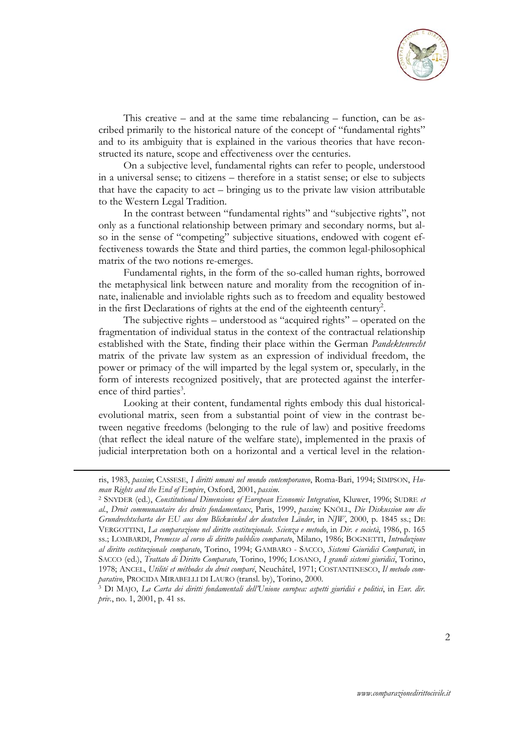This creative – and at the same time rebalancing – function, can be ascribed primarily to the historical nature of the concept of "fundamental rights" and to its ambiguity that is explained in the various theories that have reconstructed its nature, scope and effectiveness over the centuries.

On a subjective level, fundamental rights can refer to people, understood in a universal sense; to citizens – therefore in a statist sense; or else to subjects that have the capacity to act – bringing us to the private law vision attributable to the Western Legal Tradition.

In the contrast between "fundamental rights" and "subjective rights", not only as a functional relationship between primary and secondary norms, but also in the sense of "competing" subjective situations, endowed with cogent effectiveness towards the State and third parties, the common legal-philosophical matrix of the two notions re-emerges.

Fundamental rights, in the form of the so-called human rights, borrowed the metaphysical link between nature and morality from the recognition of innate, inalienable and inviolable rights such as to freedom and equality bestowed in the first Declarations of rights at the end of the eighteenth century[2].

The subjective rights – understood as "acquired rights" – operated on the fragmentation of individual status in the context of the contractual relationship established with the State, finding their place within the German *Pandektenrecht* matrix of the private law system as an expression of individual freedom, the power or primacy of the will imparted by the legal system or, specularly, in the form of interests recognized positively, that are protected against the interference of third parties[3].

Looking at their content, fundamental rights embody this dual historical-evolutional matrix, seen from a substantial point of view in the contrast between negative freedoms (belonging to the rule of law) and positive freedoms (that reflect the ideal nature of the welfare state), implemented in the praxis of judicial interpretation both on a horizontal and a vertical level in the relation-

---

ris, 1983, *passim*; CASSESE, *I diritti umani nel mondo contemporaneo*, Roma-Bari, 1994; SIMPSON, *Human Rights and the End of Empire*, Oxford, 2001, *passim*.

[2] SNYDER (ed.), *Constitutional Dimensions of European Economic Integration*, Kluwer, 1996; SUDRE *et al.*, *Droit communautaire des droits fondamentaux*, Paris, 1999, *passim;* KNÖLL, *Die Diskussion um die Grundrechtscharta der EU aus dem Blickwinkel der deutschen Länder*, in *NJW*, 2000, p. 1845 ss.; DE VERGOTTINI, *La comparazione nel diritto costituzionale. Scienza e metodo*, in *Dir. e società*, 1986, p. 165 ss.; LOMBARDI, *Premesse al corso di diritto pubblico comparato*, Milano, 1986; BOGNETTI, *Introduzione al diritto costituzionale comparato*, Torino, 1994; GAMBARO - SACCO, *Sistemi Giuridici Comparati*, in SACCO (ed.), *Trattato di Diritto Comparato*, Torino, 1996; LOSANO, *I grandi sistemi giuridici*, Torino, 1978; ANCEL, *Utilité et méthodes du droit comparé*, Neuchâtel, 1971; COSTANTINESCO, *Il metodo comparativo*, PROCIDA MIRABELLI DI LAURO (transl. by), Torino, 2000.

[3] DI MAJO, *La Carta dei diritti fondamentali dell'Unione europea: aspetti giuridici e politici*, in *Eur. dir. priv.*, no. 1, 2001, p. 41 ss.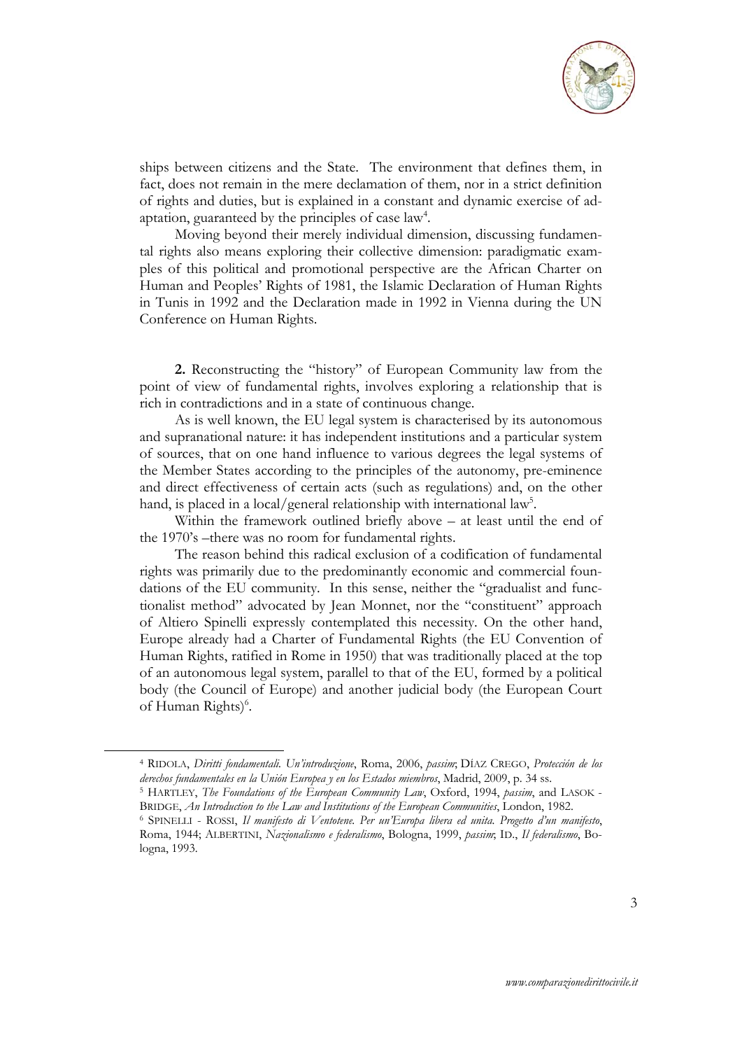ships between citizens and the State. The environment that defines them, in fact, does not remain in the mere declamation of them, nor in a strict definition of rights and duties, but is explained in a constant and dynamic exercise of adaptation, guaranteed by the principles of case law[4].

Moving beyond their merely individual dimension, discussing fundamental rights also means exploring their collective dimension: paradigmatic examples of this political and promotional perspective are the African Charter on Human and Peoples' Rights of 1981, the Islamic Declaration of Human Rights in Tunis in 1992 and the Declaration made in 1992 in Vienna during the UN Conference on Human Rights.

**2.** Reconstructing the "history" of European Community law from the point of view of fundamental rights, involves exploring a relationship that is rich in contradictions and in a state of continuous change.

As is well known, the EU legal system is characterised by its autonomous and supranational nature: it has independent institutions and a particular system of sources, that on one hand influence to various degrees the legal systems of the Member States according to the principles of the autonomy, pre-eminence and direct effectiveness of certain acts (such as regulations) and, on the other hand, is placed in a local/general relationship with international law[5].

Within the framework outlined briefly above – at least until the end of the 1970's –there was no room for fundamental rights.

The reason behind this radical exclusion of a codification of fundamental rights was primarily due to the predominantly economic and commercial foundations of the EU community. In this sense, neither the "gradualist and functionalist method" advocated by Jean Monnet, nor the "constituent" approach of Altiero Spinelli expressly contemplated this necessity. On the other hand, Europe already had a Charter of Fundamental Rights (the EU Convention of Human Rights, ratified in Rome in 1950) that was traditionally placed at the top of an autonomous legal system, parallel to that of the EU, formed by a political body (the Council of Europe) and another judicial body (the European Court of Human Rights)[6].

---

[4] RIDOLA, *Diritti fondamentali. Un'introduzione*, Roma, 2006, *passim*; DÍAZ CREGO, *Protección de los derechos fundamentales en la Unión Europea y en los Estados miembros*, Madrid, 2009, p. 34 ss.

[5] HARTLEY, *The Foundations of the European Community Law*, Oxford, 1994, *passim*, and LASOK - BRIDGE, *An Introduction to the Law and Institutions of the European Communities*, London, 1982.

[6] SPINELLI - ROSSI, *Il manifesto di Ventotene. Per un'Europa libera ed unita. Progetto d'un manifesto*, Roma, 1944; ALBERTINI, *Nazionalismo e federalismo*, Bologna, 1999, *passim*; ID., *Il federalismo*, Bologna, 1993.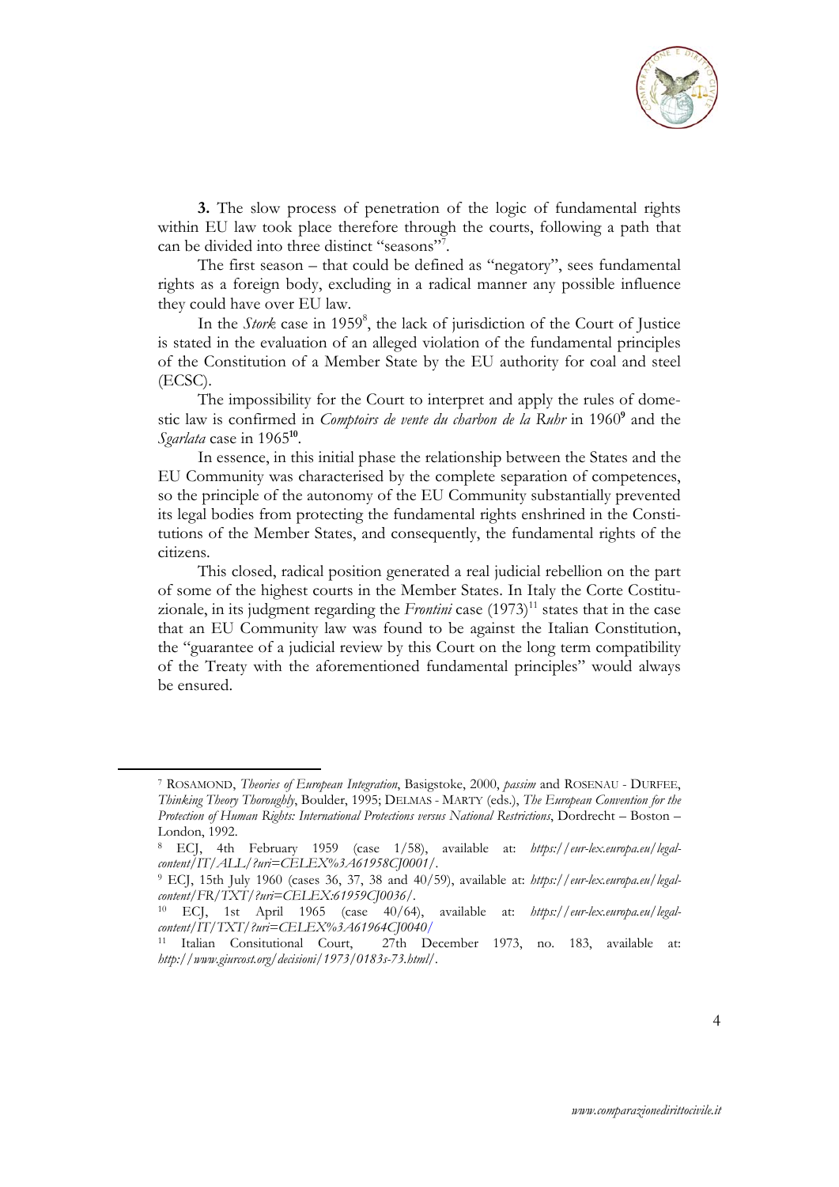**3.** The slow process of penetration of the logic of fundamental rights within EU law took place therefore through the courts, following a path that can be divided into three distinct "seasons"[7].

The first season – that could be defined as "negatory", sees fundamental rights as a foreign body, excluding in a radical manner any possible influence they could have over EU law.

In the *Stork* case in 1959[8], the lack of jurisdiction of the Court of Justice is stated in the evaluation of an alleged violation of the fundamental principles of the Constitution of a Member State by the EU authority for coal and steel (ECSC).

The impossibility for the Court to interpret and apply the rules of domestic law is confirmed in *Comptoirs de vente du charbon de la Ruhr* in 1960[9] and the *Sgarlata* case in 1965[10].

In essence, in this initial phase the relationship between the States and the EU Community was characterised by the complete separation of competences, so the principle of the autonomy of the EU Community substantially prevented its legal bodies from protecting the fundamental rights enshrined in the Constitutions of the Member States, and consequently, the fundamental rights of the citizens.

This closed, radical position generated a real judicial rebellion on the part of some of the highest courts in the Member States. In Italy the Corte Costituzionale, in its judgment regarding the *Frontini* case (1973)[11] states that in the case that an EU Community law was found to be against the Italian Constitution, the "guarantee of a judicial review by this Court on the long term compatibility of the Treaty with the aforementioned fundamental principles" would always be ensured.

---

[7] ROSAMOND, *Theories of European Integration*, Basigstoke, 2000, *passim* and ROSENAU - DURFEE, *Thinking Theory Thoroughly*, Boulder, 1995; DELMAS - MARTY (eds.), *The European Convention for the Protection of Human Rights: International Protections versus National Restrictions*, Dordrecht – Boston – London, 1992.

[8] ECJ, 4th February 1959 (case 1/58), available at: *https://eur-lex.europa.eu/legal-content/IT/ALL/?uri=CELEX%3A61958CJ0001/*.

[9] ECJ, 15th July 1960 (cases 36, 37, 38 and 40/59), available at: *https://eur-lex.europa.eu/legal-content/FR/TXT/?uri=CELEX:61959CJ0036/*.

[10] ECJ, 1st April 1965 (case 40/64), available at: *https://eur-lex.europa.eu/legal-content/IT/TXT/?uri=CELEX%3A61964CJ0040/*

[11] Italian Consitutional Court, 27th December 1973, no. 183, available at: *http://www.giurcost.org/decisioni/1973/0183s-73.html/*.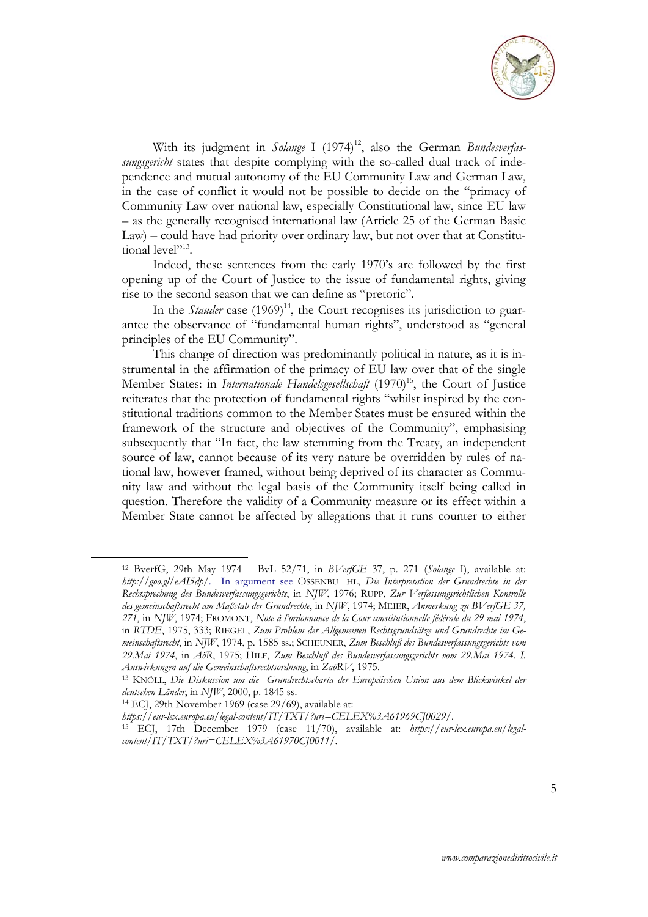With its judgment in *Solange* I (1974)[12], also the German *Bundesverfassungsgericht* states that despite complying with the so-called dual track of independence and mutual autonomy of the EU Community Law and German Law, in the case of conflict it would not be possible to decide on the "primacy of Community Law over national law, especially Constitutional law, since EU law – as the generally recognised international law (Article 25 of the German Basic Law) – could have had priority over ordinary law, but not over that at Constitutional level"[13].

Indeed, these sentences from the early 1970's are followed by the first opening up of the Court of Justice to the issue of fundamental rights, giving rise to the second season that we can define as "pretoric".

In the *Stauder* case (1969)[14], the Court recognises its jurisdiction to guarantee the observance of "fundamental human rights", understood as "general principles of the EU Community".

This change of direction was predominantly political in nature, as it is instrumental in the affirmation of the primacy of EU law over that of the single Member States: in *Internationale Handelsgesellschaft* (1970)[15], the Court of Justice reiterates that the protection of fundamental rights "whilst inspired by the constitutional traditions common to the Member States must be ensured within the framework of the structure and objectives of the Community", emphasising subsequently that "In fact, the law stemming from the Treaty, an independent source of law, cannot because of its very nature be overridden by rules of national law, however framed, without being deprived of its character as Community law and without the legal basis of the Community itself being called in question. Therefore the validity of a Community measure or its effect within a Member State cannot be affected by allegations that it runs counter to either

---

[12] BverfG, 29th May 1974 – BvL 52/71, in *BVerfGE* 37, p. 271 (*Solange* I), available at: *http://goo.gl/eAI5dp/*. In argument see OSSENBU HL, *Die Interpretation der Grundrechte in der Rechtsprechung des Bundesverfassungsgerichts*, in *NJW*, 1976; RUPP, *Zur Verfassungsrichtlichen Kontrolle des gemeinschaftsrecht am Maßstab der Grundrechte*, in *NJW*, 1974; MEIER, *Anmerkung zu BVerfGE 37, 271*, in *NJW*, 1974; FROMONT, *Note à l'ordonnance de la Cour constitutionnelle fédérale du 29 mai 1974*, in *RTDE*, 1975, 333; RIEGEL, *Zum Problem der Allgemeinen Rechtsgrundsätze und Grundrechte im Gemeinschaftsrecht*, in *NJW*, 1974, p. 1585 ss.; SCHEUNER, *Zum Beschluß des Bundesverfassungsgerichts vom 29.Mai 1974*, in *AöR*, 1975; HILF, *Zum Beschluß des Bundesverfassungsgerichts vom 29.Mai 1974. I. Auswirkungen auf die Gemeinschaftsrechtsordnung*, in *ZaöRV*, 1975.

[13] KNÖLL, *Die Diskussion um die Grundrechtscharta der Europäischen Union aus dem Blickwinkel der deutschen Länder*, in *NJW*, 2000, p. 1845 ss.

[14] ECJ, 29th November 1969 (case 29/69), available at: *https://eur-lex.europa.eu/legal-content/IT/TXT/?uri=CELEX%3A61969CJ0029/*.

[15] ECJ, 17th December 1979 (case 11/70), available at: *https://eur-lex.europa.eu/legal-content/IT/TXT/?uri=CELEX%3A61970CJ0011/*.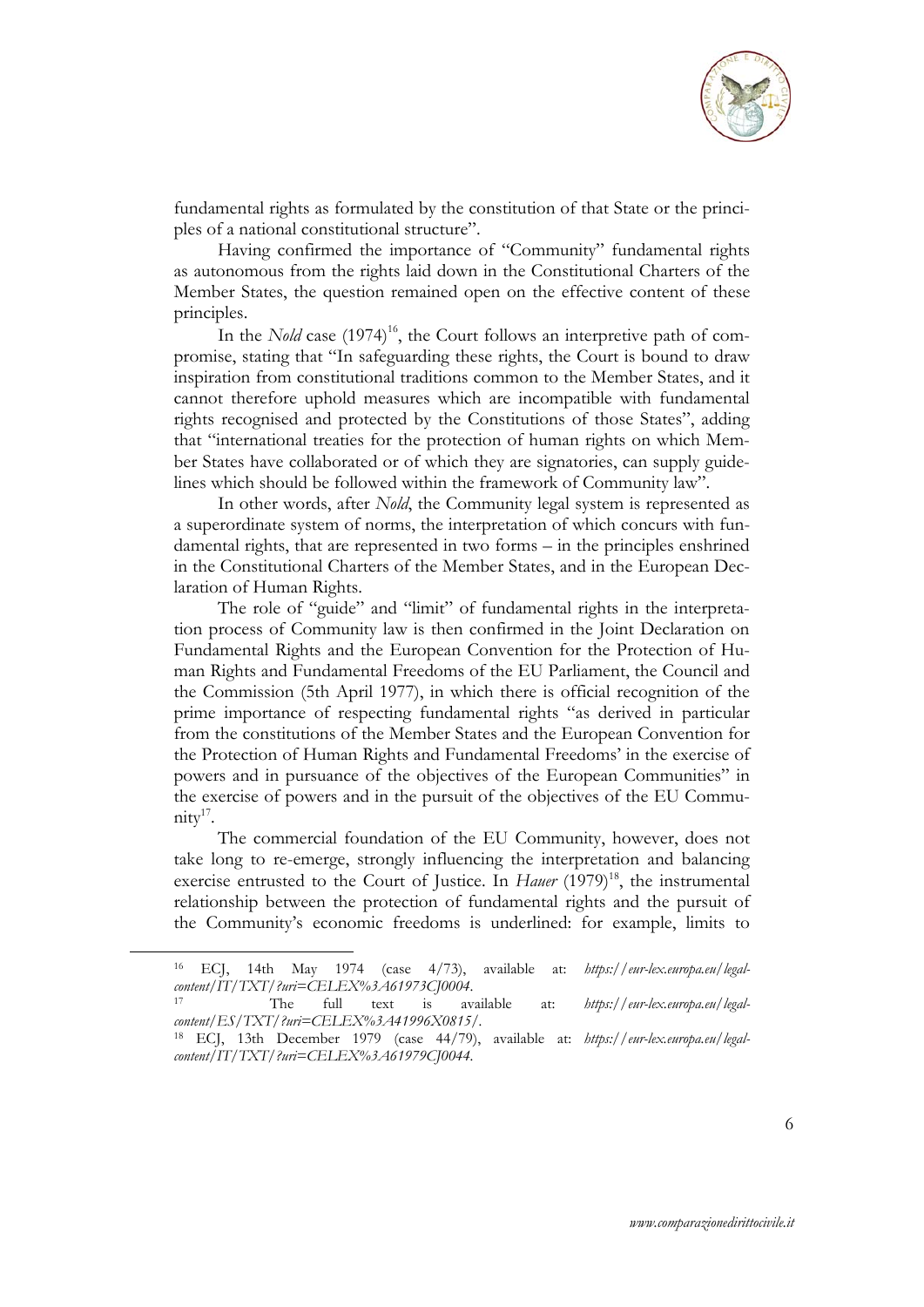fundamental rights as formulated by the constitution of that State or the principles of a national constitutional structure".

Having confirmed the importance of "Community" fundamental rights as autonomous from the rights laid down in the Constitutional Charters of the Member States, the question remained open on the effective content of these principles.

In the *Nold* case (1974)[16], the Court follows an interpretive path of compromise, stating that "In safeguarding these rights, the Court is bound to draw inspiration from constitutional traditions common to the Member States, and it cannot therefore uphold measures which are incompatible with fundamental rights recognised and protected by the Constitutions of those States", adding that "international treaties for the protection of human rights on which Member States have collaborated or of which they are signatories, can supply guidelines which should be followed within the framework of Community law".

In other words, after *Nold*, the Community legal system is represented as a superordinate system of norms, the interpretation of which concurs with fundamental rights, that are represented in two forms – in the principles enshrined in the Constitutional Charters of the Member States, and in the European Declaration of Human Rights.

The role of "guide" and "limit" of fundamental rights in the interpretation process of Community law is then confirmed in the Joint Declaration on Fundamental Rights and the European Convention for the Protection of Human Rights and Fundamental Freedoms of the EU Parliament, the Council and the Commission (5th April 1977), in which there is official recognition of the prime importance of respecting fundamental rights "as derived in particular from the constitutions of the Member States and the European Convention for the Protection of Human Rights and Fundamental Freedoms' in the exercise of powers and in pursuance of the objectives of the European Communities" in the exercise of powers and in the pursuit of the objectives of the EU Community[17].

The commercial foundation of the EU Community, however, does not take long to re-emerge, strongly influencing the interpretation and balancing exercise entrusted to the Court of Justice. In *Hauer* (1979)[18], the instrumental relationship between the protection of fundamental rights and the pursuit of the Community's economic freedoms is underlined: for example, limits to

---

[16] ECJ, 14th May 1974 (case 4/73), available at: *https://eur-lex.europa.eu/legal-content/IT/TXT/?uri=CELEX%3A61973CJ0004*.

[17] The full text is available at: *https://eur-lex.europa.eu/legal-content/ES/TXT/?uri=CELEX%3A41996X0815/*.

[18] ECJ, 13th December 1979 (case 44/79), available at: *https://eur-lex.europa.eu/legal-content/IT/TXT/?uri=CELEX%3A61979CJ0044*.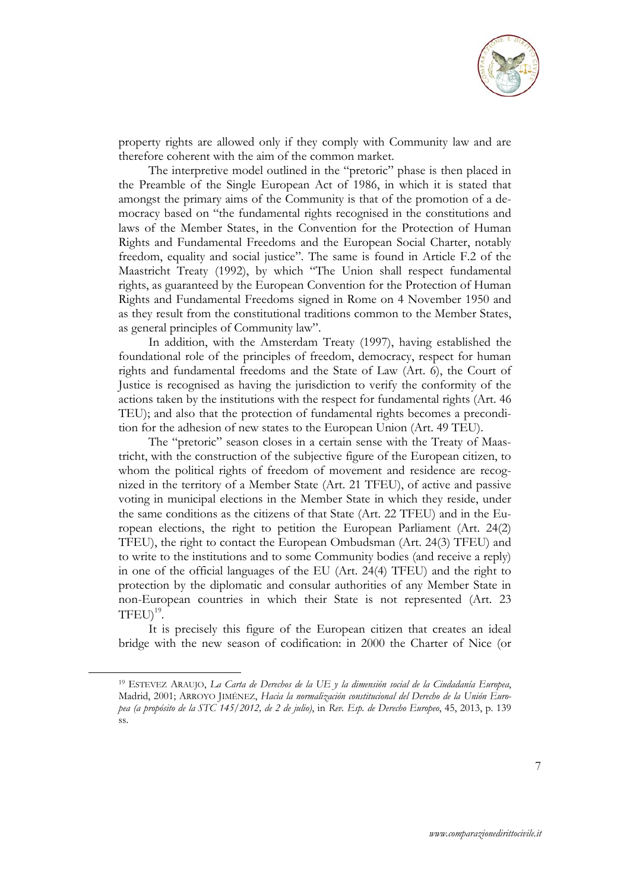property rights are allowed only if they comply with Community law and are therefore coherent with the aim of the common market.

The interpretive model outlined in the "pretoric" phase is then placed in the Preamble of the Single European Act of 1986, in which it is stated that amongst the primary aims of the Community is that of the promotion of a democracy based on "the fundamental rights recognised in the constitutions and laws of the Member States, in the Convention for the Protection of Human Rights and Fundamental Freedoms and the European Social Charter, notably freedom, equality and social justice". The same is found in Article F.2 of the Maastricht Treaty (1992), by which "The Union shall respect fundamental rights, as guaranteed by the European Convention for the Protection of Human Rights and Fundamental Freedoms signed in Rome on 4 November 1950 and as they result from the constitutional traditions common to the Member States, as general principles of Community law".

In addition, with the Amsterdam Treaty (1997), having established the foundational role of the principles of freedom, democracy, respect for human rights and fundamental freedoms and the State of Law (Art. 6), the Court of Justice is recognised as having the jurisdiction to verify the conformity of the actions taken by the institutions with the respect for fundamental rights (Art. 46 TEU); and also that the protection of fundamental rights becomes a precondition for the adhesion of new states to the European Union (Art. 49 TEU).

The "pretoric" season closes in a certain sense with the Treaty of Maastricht, with the construction of the subjective figure of the European citizen, to whom the political rights of freedom of movement and residence are recognized in the territory of a Member State (Art. 21 TFEU), of active and passive voting in municipal elections in the Member State in which they reside, under the same conditions as the citizens of that State (Art. 22 TFEU) and in the European elections, the right to petition the European Parliament (Art. 24(2) TFEU), the right to contact the European Ombudsman (Art. 24(3) TFEU) and to write to the institutions and to some Community bodies (and receive a reply) in one of the official languages of the EU (Art. 24(4) TFEU) and the right to protection by the diplomatic and consular authorities of any Member State in non-European countries in which their State is not represented (Art. 23 TFEU)[19].

It is precisely this figure of the European citizen that creates an ideal bridge with the new season of codification: in 2000 the Charter of Nice (or

---

[19] ESTEVEZ ARAUJO, *La Carta de Derechos de la UE y la dimensión social de la Ciudadanía Europea*, Madrid, 2001; ARROYO JIMÉNEZ, *Hacia la normalización constitucional del Derecho de la Unión Europea (a propósito de la STC 145/2012, de 2 de julio)*, in *Rev. Esp. de Derecho Europeo*, 45, 2013, p. 139 ss.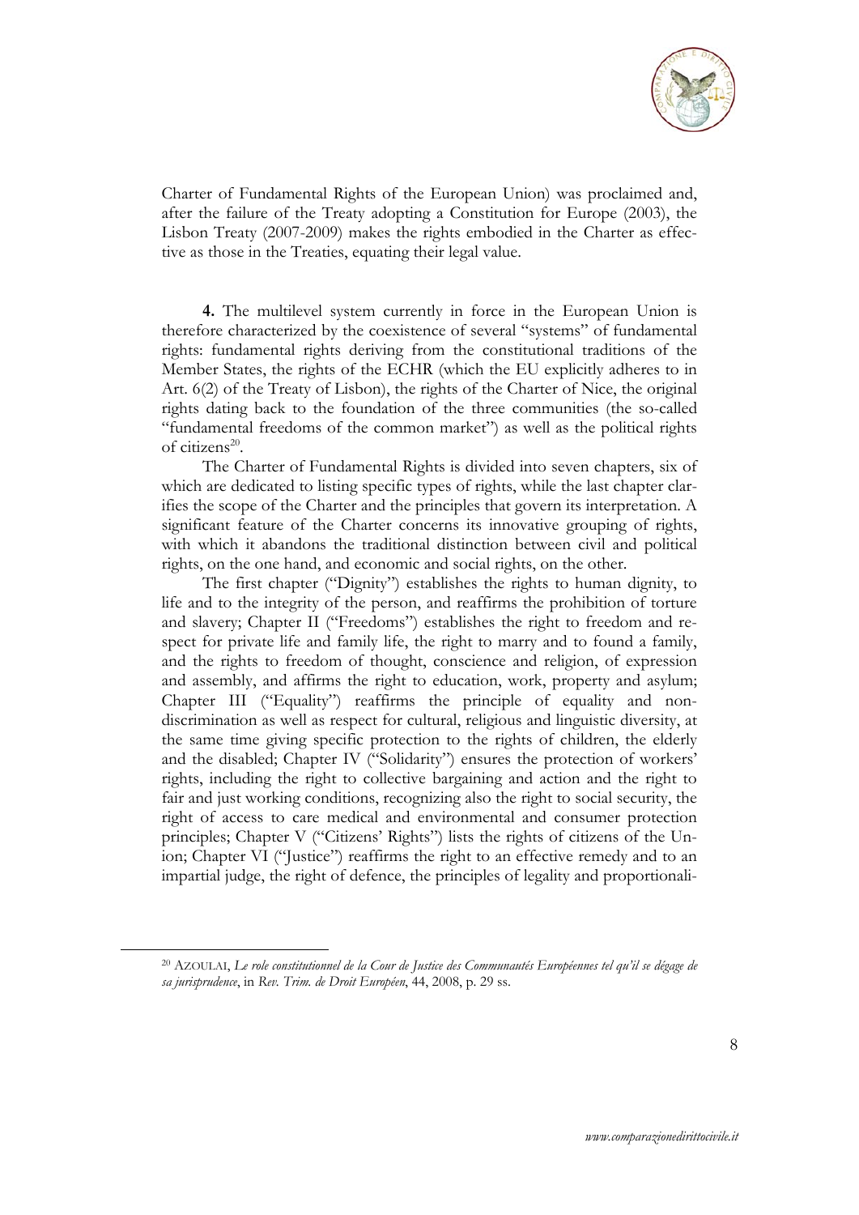Charter of Fundamental Rights of the European Union) was proclaimed and, after the failure of the Treaty adopting a Constitution for Europe (2003), the Lisbon Treaty (2007-2009) makes the rights embodied in the Charter as effective as those in the Treaties, equating their legal value.

**4.** The multilevel system currently in force in the European Union is therefore characterized by the coexistence of several "systems" of fundamental rights: fundamental rights deriving from the constitutional traditions of the Member States, the rights of the ECHR (which the EU explicitly adheres to in Art. 6(2) of the Treaty of Lisbon), the rights of the Charter of Nice, the original rights dating back to the foundation of the three communities (the so-called "fundamental freedoms of the common market") as well as the political rights of citizens[20].

The Charter of Fundamental Rights is divided into seven chapters, six of which are dedicated to listing specific types of rights, while the last chapter clarifies the scope of the Charter and the principles that govern its interpretation. A significant feature of the Charter concerns its innovative grouping of rights, with which it abandons the traditional distinction between civil and political rights, on the one hand, and economic and social rights, on the other.

The first chapter ("Dignity") establishes the rights to human dignity, to life and to the integrity of the person, and reaffirms the prohibition of torture and slavery; Chapter II ("Freedoms") establishes the right to freedom and respect for private life and family life, the right to marry and to found a family, and the rights to freedom of thought, conscience and religion, of expression and assembly, and affirms the right to education, work, property and asylum; Chapter III ("Equality") reaffirms the principle of equality and non-discrimination as well as respect for cultural, religious and linguistic diversity, at the same time giving specific protection to the rights of children, the elderly and the disabled; Chapter IV ("Solidarity") ensures the protection of workers' rights, including the right to collective bargaining and action and the right to fair and just working conditions, recognizing also the right to social security, the right of access to care medical and environmental and consumer protection principles; Chapter V ("Citizens' Rights") lists the rights of citizens of the Union; Chapter VI ("Justice") reaffirms the right to an effective remedy and to an impartial judge, the right of defence, the principles of legality and proportionali-

---

[20] AZOULAI, *Le role constitutionnel de la Cour de Justice des Communautés Européennes tel qu'il se dégage de sa jurisprudence*, in *Rev. Trim. de Droit Européen*, 44, 2008, p. 29 ss.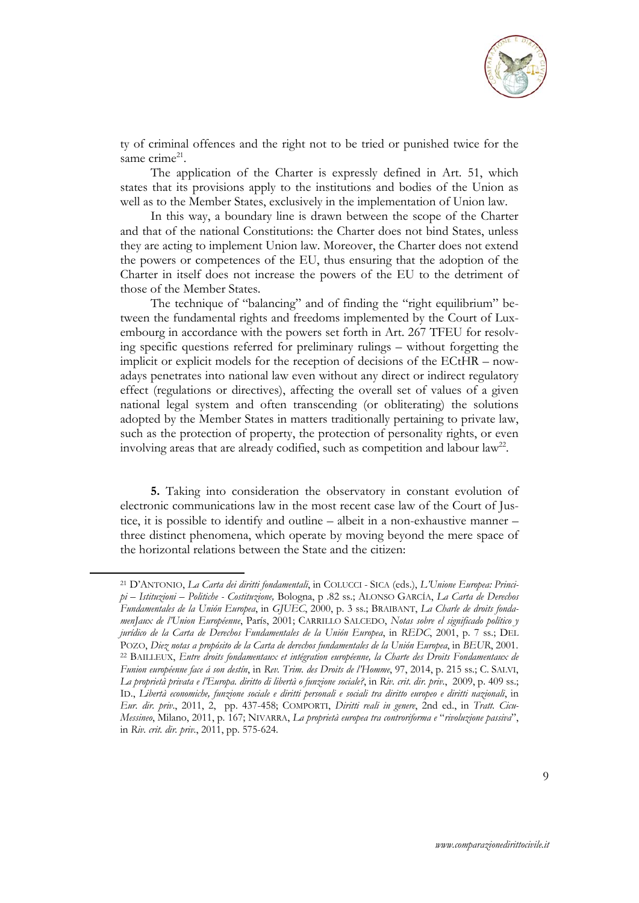ty of criminal offences and the right not to be tried or punished twice for the same crime[21].

The application of the Charter is expressly defined in Art. 51, which states that its provisions apply to the institutions and bodies of the Union as well as to the Member States, exclusively in the implementation of Union law.

In this way, a boundary line is drawn between the scope of the Charter and that of the national Constitutions: the Charter does not bind States, unless they are acting to implement Union law. Moreover, the Charter does not extend the powers or competences of the EU, thus ensuring that the adoption of the Charter in itself does not increase the powers of the EU to the detriment of those of the Member States.

The technique of "balancing" and of finding the "right equilibrium" between the fundamental rights and freedoms implemented by the Court of Luxembourg in accordance with the powers set forth in Art. 267 TFEU for resolving specific questions referred for preliminary rulings – without forgetting the implicit or explicit models for the reception of decisions of the ECtHR – nowadays penetrates into national law even without any direct or indirect regulatory effect (regulations or directives), affecting the overall set of values of a given national legal system and often transcending (or obliterating) the solutions adopted by the Member States in matters traditionally pertaining to private law, such as the protection of property, the protection of personality rights, or even involving areas that are already codified, such as competition and labour law[22].

**5.** Taking into consideration the observatory in constant evolution of electronic communications law in the most recent case law of the Court of Justice, it is possible to identify and outline – albeit in a non-exhaustive manner – three distinct phenomena, which operate by moving beyond the mere space of the horizontal relations between the State and the citizen:

---

[21] D'ANTONIO, *La Carta dei diritti fondamentali*, in COLUCCI - SICA (eds.), *L'Unione Europea: Principi – Istituzioni – Politiche - Costituzione,* Bologna, p .82 ss.; ALONSO GARCÍA, *La Carta de Derechos Fundamentales de la Unión Europea*, in *GJUEC*, 2000, p. 3 ss.; BRAIBANT, *La Charle de droits fondamenJaux de l'Union Européenne*, París, 2001; CARRILLO SALCEDO, *Notas sobre el significado político y jurídico de la Carta de Derechos Fundamentales de la Unión Europea*, in *REDC*, 2001, p. 7 ss.; DEL POZO, *Diez notas a propósito de la Carta de derechos fundamentales de la Unión Europea*, in *BEUR*, 2001.

[22] BAILLEUX, *Entre droits fondamentaux et intégration européenne, la Charte des Droits Fondamentaux de Funion européenne face á son destín*, in *Rev. Trim. des Droits de l'Homme*, 97, 2014, p. 215 ss.; C. SALVI, *La proprietà privata e l'Europa. diritto di libertà o funzione sociale?*, in *Riv. crit. dir. priv.*, 2009, p. 409 ss.; ID., *Libertà economiche, funzione sociale e diritti personali e sociali tra diritto europeo e diritti nazionali*, in *Eur. dir. priv*., 2011, 2, pp. 437-458; COMPORTI, *Diritti reali in genere*, 2nd ed., in *Tratt. Cicu-Messineo*, Milano, 2011, p. 167; NIVARRA, *La proprietà europea tra controriforma e "rivoluzione passiva*", in *Riv. crit. dir. priv.*, 2011, pp. 575-624.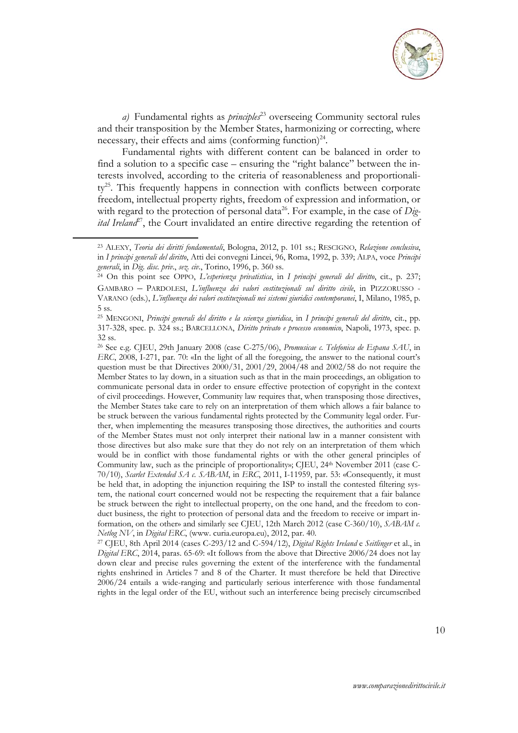*a)* Fundamental rights as *principles*[23] overseeing Community sectoral rules and their transposition by the Member States, harmonizing or correcting, where necessary, their effects and aims (conforming function)[24].

Fundamental rights with different content can be balanced in order to find a solution to a specific case – ensuring the "right balance" between the interests involved, according to the criteria of reasonableness and proportionality[25]. This frequently happens in connection with conflicts between corporate freedom, intellectual property rights, freedom of expression and information, or with regard to the protection of personal data[26]. For example, in the case of *Digital Ireland*[27], the Court invalidated an entire directive regarding the retention of

---

[23] ALEXY, *Teoria dei diritti fondamentali*, Bologna, 2012, p. 101 ss.; RESCIGNO, *Relazione conclusiva*, in *I principi generali del diritto*, Atti dei convegni Lincei, 96, Roma, 1992, p. 339; ALPA, voce *Principi generali*, in *Dig. disc. priv.*, *sez. civ.*, Torino, 1996, p. 360 ss.

[24] On this point see OPPO, *L'esperienza privatistica*, in *I principi generali del diritto*, cit., p. 237; GAMBARO – PARDOLESI, *L'influenza dei valori costituzionali sul diritto civile*, in PIZZORUSSO - VARANO (eds.), *L'influenza dei valori costituzionali nei sistemi giuridici contemporanei*, I, Milano, 1985, p. 5 ss.

[25] MENGONI, *Principi generali del diritto e la scienza giuridica*, in *I principi generali del diritto*, cit., pp. 317-328, spec. p. 324 ss.; BARCELLONA, *Diritto privato e processo economico*, Napoli, 1973, spec. p. 32 ss.

[26] See e.g. CJEU, 29th January 2008 (case C-275/06), *Promusicae c. Telefonica de Espana SAU*, in *ERC*, 2008, I-271, par. 70: «In the light of all the foregoing, the answer to the national court's question must be that Directives 2000/31, 2001/29, 2004/48 and 2002/58 do not require the Member States to lay down, in a situation such as that in the main proceedings, an obligation to communicate personal data in order to ensure effective protection of copyright in the context of civil proceedings. However, Community law requires that, when transposing those directives, the Member States take care to rely on an interpretation of them which allows a fair balance to be struck between the various fundamental rights protected by the Community legal order. Further, when implementing the measures transposing those directives, the authorities and courts of the Member States must not only interpret their national law in a manner consistent with those directives but also make sure that they do not rely on an interpretation of them which would be in conflict with those fundamental rights or with the other general principles of Community law, such as the principle of proportionality»; CJEU, 24th November 2011 (case C-70/10), *Scarlet Extended SA c. SABAM*, in *ERC*, 2011, I-11959, par. 53: «Consequently, it must be held that, in adopting the injunction requiring the ISP to install the contested filtering system, the national court concerned would not be respecting the requirement that a fair balance be struck between the right to intellectual property, on the one hand, and the freedom to conduct business, the right to protection of personal data and the freedom to receive or impart information, on the other» and similarly see CJEU, 12th March 2012 (case C-360/10), *SABAM c. Netlog NV*, in *Digital ERC*, (www. curia.europa.eu), 2012, par. 40.

[27] CJEU, 8th April 2014 (cases C-293/12 and C-594/12), *Digital Rights Ireland* e *Seitlinger* et al., in *Digital ERC*, 2014, paras. 65-69: «It follows from the above that Directive 2006/24 does not lay down clear and precise rules governing the extent of the interference with the fundamental rights enshrined in Articles 7 and 8 of the Charter. It must therefore be held that Directive 2006/24 entails a wide-ranging and particularly serious interference with those fundamental rights in the legal order of the EU, without such an interference being precisely circumscribed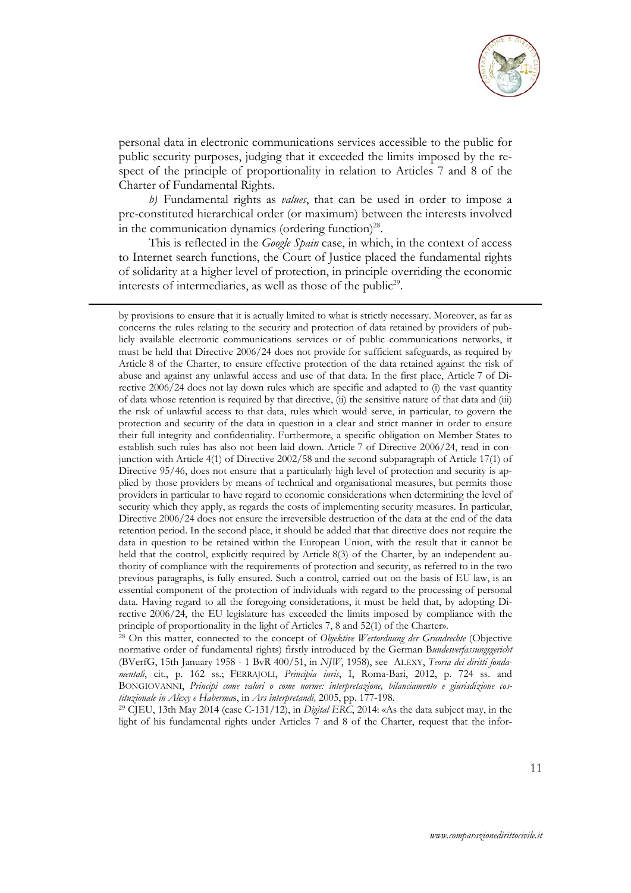personal data in electronic communications services accessible to the public for public security purposes, judging that it exceeded the limits imposed by the respect of the principle of proportionality in relation to Articles 7 and 8 of the Charter of Fundamental Rights.

*b)* Fundamental rights as *values*, that can be used in order to impose a pre-constituted hierarchical order (or maximum) between the interests involved in the communication dynamics (ordering function)[28].

This is reflected in the *Google Spain* case, in which, in the context of access to Internet search functions, the Court of Justice placed the fundamental rights of solidarity at a higher level of protection, in principle overriding the economic interests of intermediaries, as well as those of the public[29].

---

by provisions to ensure that it is actually limited to what is strictly necessary. Moreover, as far as concerns the rules relating to the security and protection of data retained by providers of publicly available electronic communications services or of public communications networks, it must be held that Directive 2006/24 does not provide for sufficient safeguards, as required by Article 8 of the Charter, to ensure effective protection of the data retained against the risk of abuse and against any unlawful access and use of that data. In the first place, Article 7 of Directive 2006/24 does not lay down rules which are specific and adapted to (i) the vast quantity of data whose retention is required by that directive, (ii) the sensitive nature of that data and (iii) the risk of unlawful access to that data, rules which would serve, in particular, to govern the protection and security of the data in question in a clear and strict manner in order to ensure their full integrity and confidentiality. Furthermore, a specific obligation on Member States to establish such rules has also not been laid down. Article 7 of Directive 2006/24, read in conjunction with Article 4(1) of Directive 2002/58 and the second subparagraph of Article 17(1) of Directive 95/46, does not ensure that a particularly high level of protection and security is applied by those providers by means of technical and organisational measures, but permits those providers in particular to have regard to economic considerations when determining the level of security which they apply, as regards the costs of implementing security measures. In particular, Directive 2006/24 does not ensure the irreversible destruction of the data at the end of the data retention period. In the second place, it should be added that that directive does not require the data in question to be retained within the European Union, with the result that it cannot be held that the control, explicitly required by Article 8(3) of the Charter, by an independent authority of compliance with the requirements of protection and security, as referred to in the two previous paragraphs, is fully ensured. Such a control, carried out on the basis of EU law, is an essential component of the protection of individuals with regard to the processing of personal data. Having regard to all the foregoing considerations, it must be held that, by adopting Directive 2006/24, the EU legislature has exceeded the limits imposed by compliance with the principle of proportionality in the light of Articles 7, 8 and 52(1) of the Charter».

[28] On this matter, connected to the concept of *Objektive Wertordnung der Grundrechte* (Objective normative order of fundamental rights) firstly introduced by the German B*undesverfassungsgericht* (BVerfG, 15th January 1958 - 1 BvR 400/51, in *NJW*, 1958), see ALEXY, *Teoria dei diritti fondamentali*, cit., p. 162 ss.; FERRAJOLI, *Principia iuris*, I, Roma-Bari, 2012, p. 724 ss. and BONGIOVANNI, *Principi come valori o come norme: interpretazione, bilanciamento e giurisdizione costituzionale in Alexy e Habermas*, in *Ars interpretandi,* 2005, pp. 177-198.

[29] CJEU, 13th May 2014 (case C-131/12), in *Digital ERC*, 2014: «As the data subject may, in the light of his fundamental rights under Articles 7 and 8 of the Charter, request that the infor-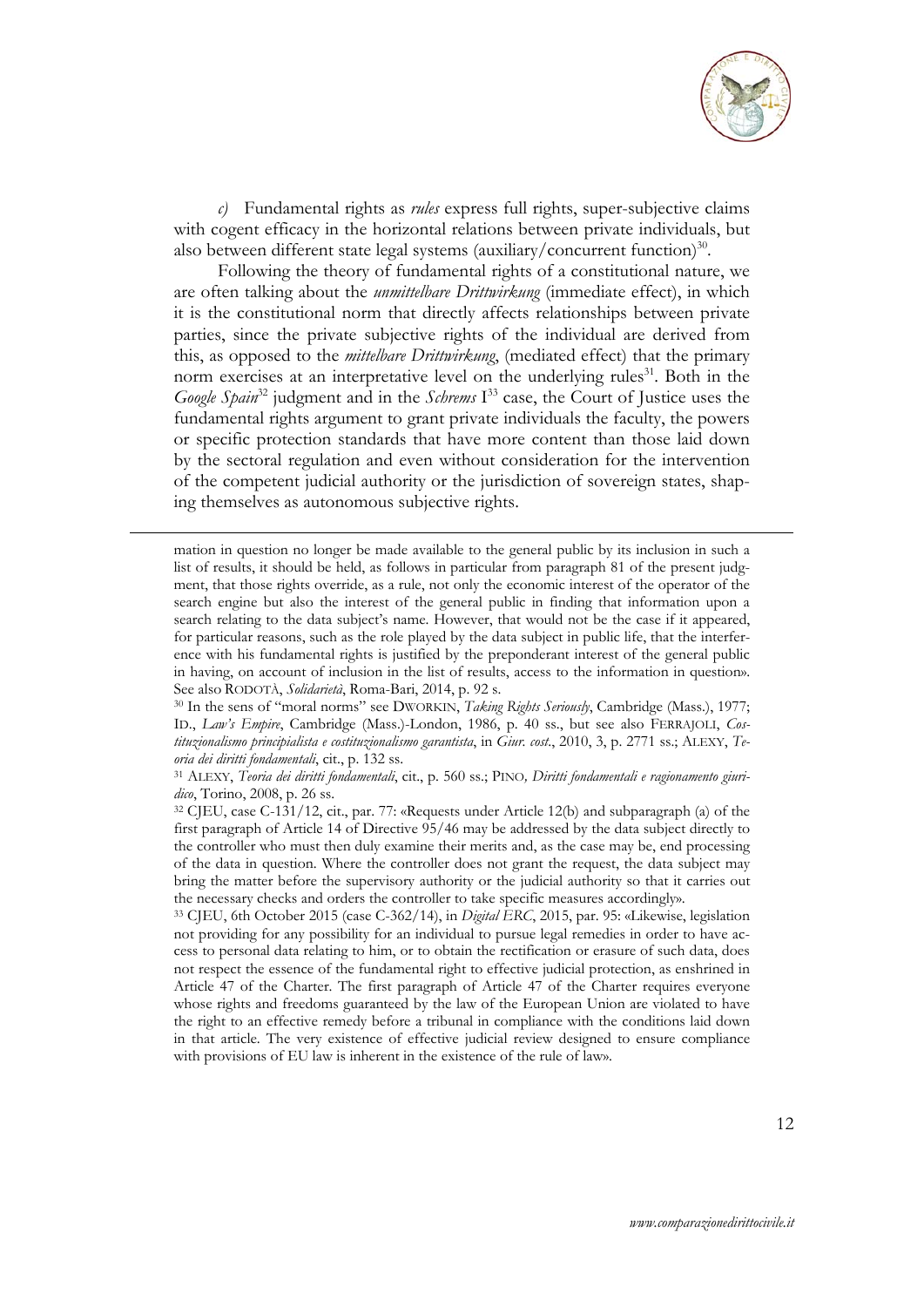*c)* Fundamental rights as *rules* express full rights, super-subjective claims with cogent efficacy in the horizontal relations between private individuals, but also between different state legal systems (auxiliary/concurrent function)[30].

Following the theory of fundamental rights of a constitutional nature, we are often talking about the *unmittelbare Drittwirkung* (immediate effect), in which it is the constitutional norm that directly affects relationships between private parties, since the private subjective rights of the individual are derived from this, as opposed to the *mittelbare Drittwirkung*, (mediated effect) that the primary norm exercises at an interpretative level on the underlying rules[31]. Both in the *Google Spain*[32] judgment and in the *Schrems* I[33] case, the Court of Justice uses the fundamental rights argument to grant private individuals the faculty, the powers or specific protection standards that have more content than those laid down by the sectoral regulation and even without consideration for the intervention of the competent judicial authority or the jurisdiction of sovereign states, shaping themselves as autonomous subjective rights.

---

mation in question no longer be made available to the general public by its inclusion in such a list of results, it should be held, as follows in particular from paragraph 81 of the present judgment, that those rights override, as a rule, not only the economic interest of the operator of the search engine but also the interest of the general public in finding that information upon a search relating to the data subject's name. However, that would not be the case if it appeared, for particular reasons, such as the role played by the data subject in public life, that the interference with his fundamental rights is justified by the preponderant interest of the general public in having, on account of inclusion in the list of results, access to the information in question». See also RODOTÀ, *Solidarietà*, Roma-Bari, 2014, p. 92 s.

[30] In the sens of "moral norms" see DWORKIN, *Taking Rights Seriously*, Cambridge (Mass.), 1977; ID., *Law's Empire*, Cambridge (Mass.)-London, 1986, p. 40 ss., but see also FERRAJOLI, *Costituzionalismo principialista e costituzionalismo garantista*, in *Giur. cost.*, 2010, 3, p. 2771 ss.; ALEXY, *Teoria dei diritti fondamentali*, cit., p. 132 ss.

[31] ALEXY, *Teoria dei diritti fondamentali*, cit., p. 560 ss.; PINO, *Diritti fondamentali e ragionamento giuridico*, Torino, 2008, p. 26 ss.

[32] CJEU, case C-131/12, cit., par. 77: «Requests under Article 12(b) and subparagraph (a) of the first paragraph of Article 14 of Directive 95/46 may be addressed by the data subject directly to the controller who must then duly examine their merits and, as the case may be, end processing of the data in question. Where the controller does not grant the request, the data subject may bring the matter before the supervisory authority or the judicial authority so that it carries out the necessary checks and orders the controller to take specific measures accordingly».

[33] CJEU, 6th October 2015 (case C-362/14), in *Digital ERC*, 2015, par. 95: «Likewise, legislation not providing for any possibility for an individual to pursue legal remedies in order to have access to personal data relating to him, or to obtain the rectification or erasure of such data, does not respect the essence of the fundamental right to effective judicial protection, as enshrined in Article 47 of the Charter. The first paragraph of Article 47 of the Charter requires everyone whose rights and freedoms guaranteed by the law of the European Union are violated to have the right to an effective remedy before a tribunal in compliance with the conditions laid down in that article. The very existence of effective judicial review designed to ensure compliance with provisions of EU law is inherent in the existence of the rule of law».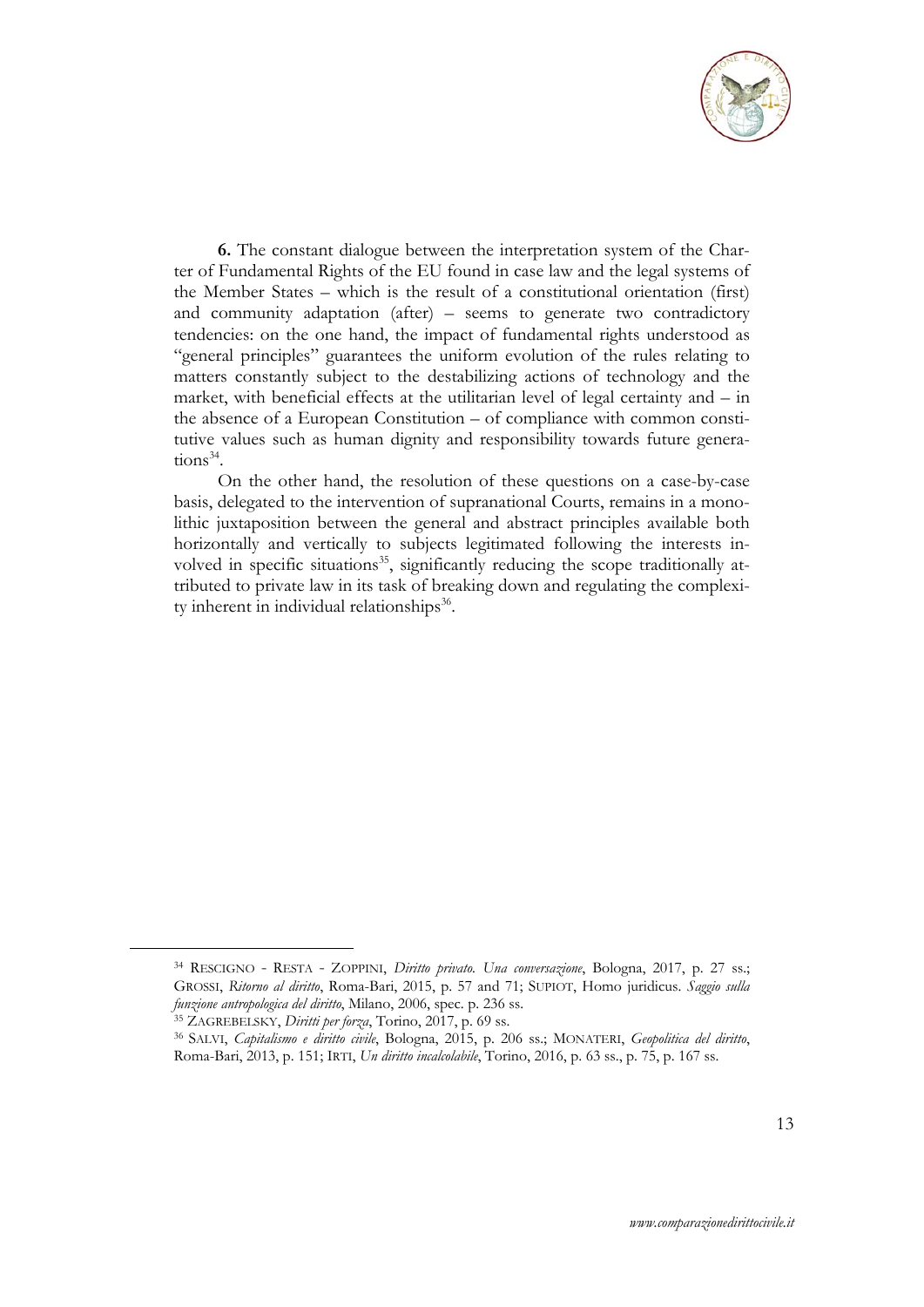**6.** The constant dialogue between the interpretation system of the Charter of Fundamental Rights of the EU found in case law and the legal systems of the Member States – which is the result of a constitutional orientation (first) and community adaptation (after) – seems to generate two contradictory tendencies: on the one hand, the impact of fundamental rights understood as "general principles" guarantees the uniform evolution of the rules relating to matters constantly subject to the destabilizing actions of technology and the market, with beneficial effects at the utilitarian level of legal certainty and – in the absence of a European Constitution – of compliance with common constitutive values such as human dignity and responsibility towards future generations[34].

On the other hand, the resolution of these questions on a case-by-case basis, delegated to the intervention of supranational Courts, remains in a monolithic juxtaposition between the general and abstract principles available both horizontally and vertically to subjects legitimated following the interests involved in specific situations[35], significantly reducing the scope traditionally attributed to private law in its task of breaking down and regulating the complexity inherent in individual relationships[36].

---

[34] RESCIGNO - RESTA - ZOPPINI, *Diritto privato. Una conversazione*, Bologna, 2017, p. 27 ss.; GROSSI, *Ritorno al diritto*, Roma-Bari, 2015, p. 57 and 71; SUPIOT, Homo juridicus. *Saggio sulla funzione antropologica del diritto*, Milano, 2006, spec. p. 236 ss.

[35] ZAGREBELSKY, *Diritti per forza*, Torino, 2017, p. 69 ss.

[36] SALVI, *Capitalismo e diritto civile*, Bologna, 2015, p. 206 ss.; MONATERI, *Geopolitica del diritto*, Roma-Bari, 2013, p. 151; IRTI, *Un diritto incalcolabile*, Torino, 2016, p. 63 ss., p. 75, p. 167 ss.